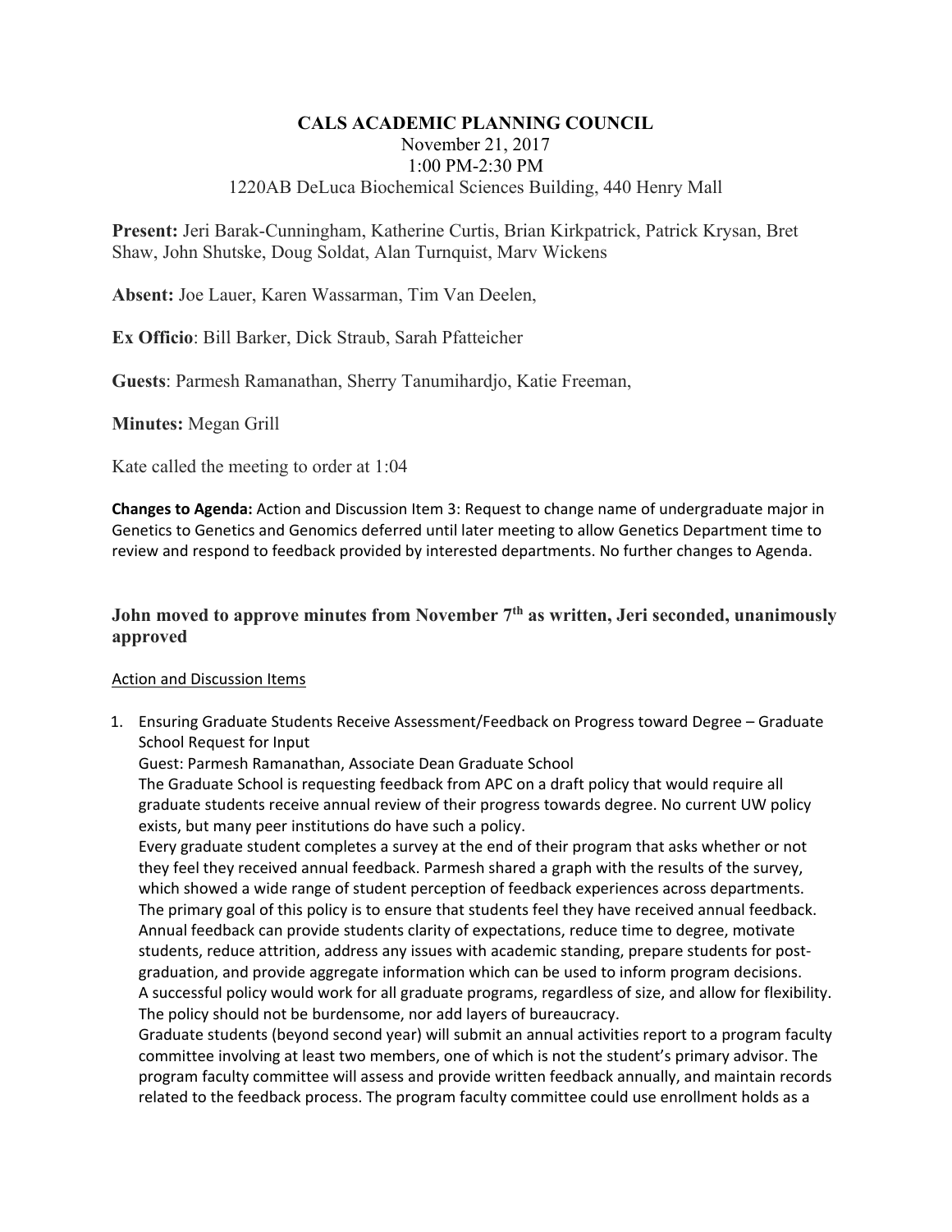# CALS ACADEMIC PLANNING COUNCIL

November 21, 2017
1:00 PM-2:30 PM
1220AB DeLuca Biochemical Sciences Building, 440 Henry Mall

**Present:** Jeri Barak-Cunningham, Katherine Curtis, Brian Kirkpatrick, Patrick Krysan, Bret Shaw, John Shutske, Doug Soldat, Alan Turnquist, Marv Wickens

**Absent:** Joe Lauer, Karen Wassarman, Tim Van Deelen,

**Ex Officio**: Bill Barker, Dick Straub, Sarah Pfatteicher

**Guests**: Parmesh Ramanathan, Sherry Tanumihardjo, Katie Freeman,

**Minutes:** Megan Grill

Kate called the meeting to order at 1:04

**Changes to Agenda:** Action and Discussion Item 3: Request to change name of undergraduate major in Genetics to Genetics and Genomics deferred until later meeting to allow Genetics Department time to review and respond to feedback provided by interested departments. No further changes to Agenda.

## John moved to approve minutes from November 7th as written, Jeri seconded, unanimously approved

Action and Discussion Items

1. Ensuring Graduate Students Receive Assessment/Feedback on Progress toward Degree – Graduate School Request for Input
   Guest: Parmesh Ramanathan, Associate Dean Graduate School
   The Graduate School is requesting feedback from APC on a draft policy that would require all graduate students receive annual review of their progress towards degree. No current UW policy exists, but many peer institutions do have such a policy.
   Every graduate student completes a survey at the end of their program that asks whether or not they feel they received annual feedback. Parmesh shared a graph with the results of the survey, which showed a wide range of student perception of feedback experiences across departments.
   The primary goal of this policy is to ensure that students feel they have received annual feedback. Annual feedback can provide students clarity of expectations, reduce time to degree, motivate students, reduce attrition, address any issues with academic standing, prepare students for post-graduation, and provide aggregate information which can be used to inform program decisions.
   A successful policy would work for all graduate programs, regardless of size, and allow for flexibility. The policy should not be burdensome, nor add layers of bureaucracy.
   Graduate students (beyond second year) will submit an annual activities report to a program faculty committee involving at least two members, one of which is not the student's primary advisor. The program faculty committee will assess and provide written feedback annually, and maintain records related to the feedback process. The program faculty committee could use enrollment holds as a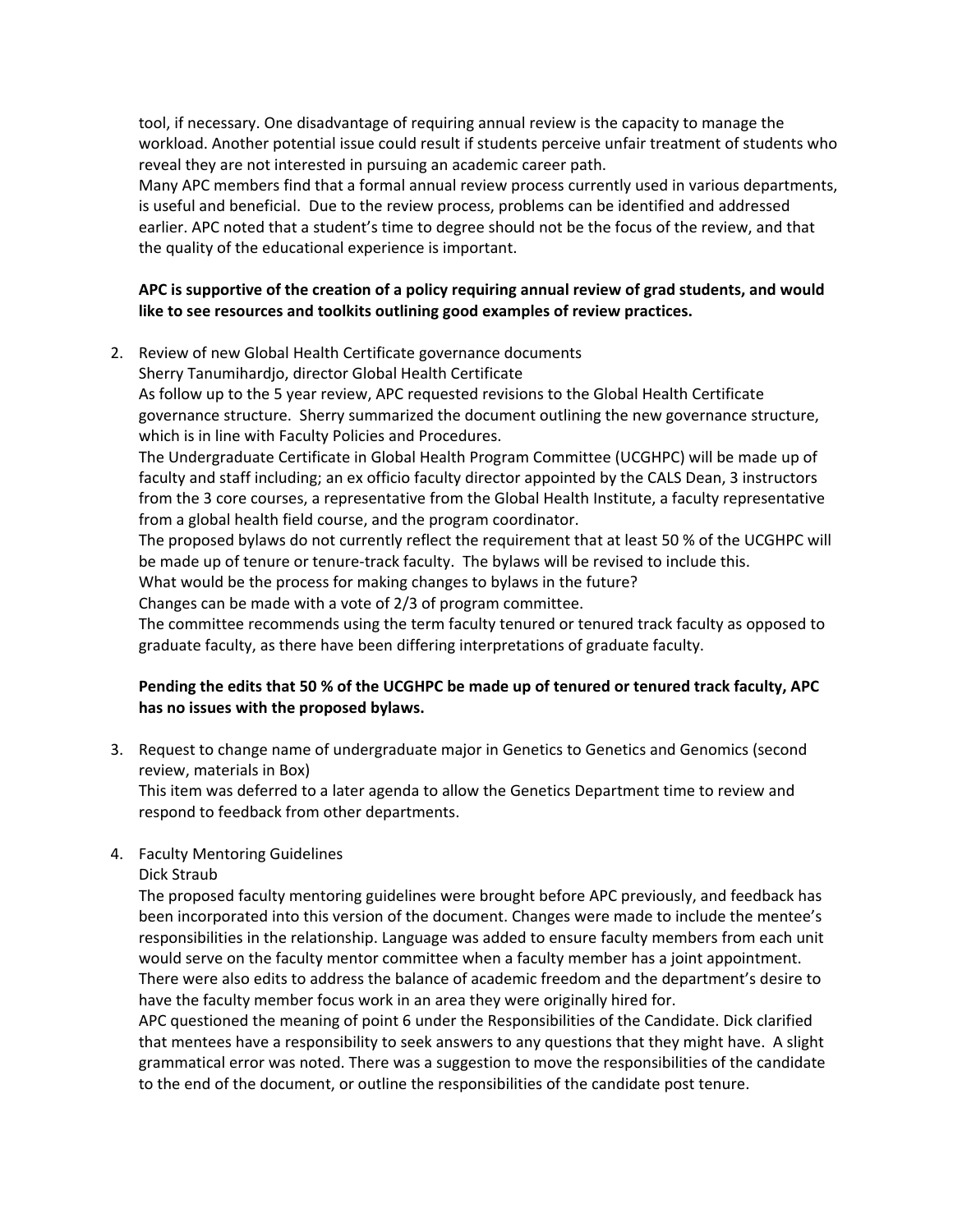tool, if necessary. One disadvantage of requiring annual review is the capacity to manage the workload. Another potential issue could result if students perceive unfair treatment of students who reveal they are not interested in pursuing an academic career path.

Many APC members find that a formal annual review process currently used in various departments, is useful and beneficial. Due to the review process, problems can be identified and addressed earlier. APC noted that a student's time to degree should not be the focus of the review, and that the quality of the educational experience is important.

**APC is supportive of the creation of a policy requiring annual review of grad students, and would like to see resources and toolkits outlining good examples of review practices.**

2. Review of new Global Health Certificate governance documents
   Sherry Tanumihardjo, director Global Health Certificate
   As follow up to the 5 year review, APC requested revisions to the Global Health Certificate governance structure. Sherry summarized the document outlining the new governance structure, which is in line with Faculty Policies and Procedures.
   The Undergraduate Certificate in Global Health Program Committee (UCGHPC) will be made up of faculty and staff including; an ex officio faculty director appointed by the CALS Dean, 3 instructors from the 3 core courses, a representative from the Global Health Institute, a faculty representative from a global health field course, and the program coordinator.
   The proposed bylaws do not currently reflect the requirement that at least 50 % of the UCGHPC will be made up of tenure or tenure-track faculty. The bylaws will be revised to include this.
   What would be the process for making changes to bylaws in the future?
   Changes can be made with a vote of 2/3 of program committee.
   The committee recommends using the term faculty tenured or tenured track faculty as opposed to graduate faculty, as there have been differing interpretations of graduate faculty.

   **Pending the edits that 50 % of the UCGHPC be made up of tenured or tenured track faculty, APC has no issues with the proposed bylaws.**

3. Request to change name of undergraduate major in Genetics to Genetics and Genomics (second review, materials in Box)
   This item was deferred to a later agenda to allow the Genetics Department time to review and respond to feedback from other departments.

4. Faculty Mentoring Guidelines
   Dick Straub
   The proposed faculty mentoring guidelines were brought before APC previously, and feedback has been incorporated into this version of the document. Changes were made to include the mentee's responsibilities in the relationship. Language was added to ensure faculty members from each unit would serve on the faculty mentor committee when a faculty member has a joint appointment. There were also edits to address the balance of academic freedom and the department's desire to have the faculty member focus work in an area they were originally hired for.
   APC questioned the meaning of point 6 under the Responsibilities of the Candidate. Dick clarified that mentees have a responsibility to seek answers to any questions that they might have. A slight grammatical error was noted. There was a suggestion to move the responsibilities of the candidate to the end of the document, or outline the responsibilities of the candidate post tenure.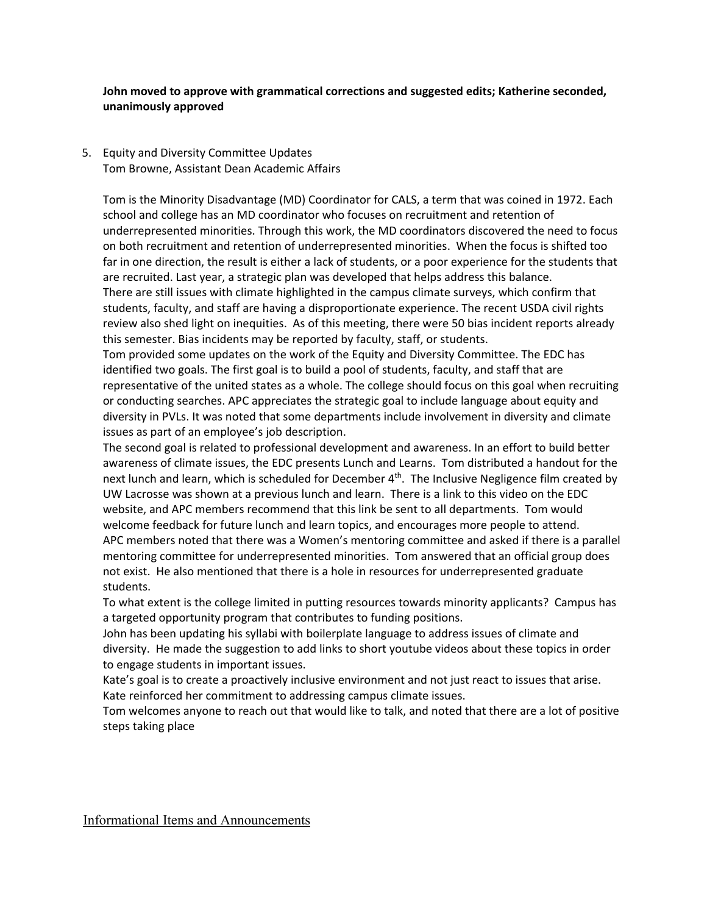**John moved to approve with grammatical corrections and suggested edits; Katherine seconded, unanimously approved**

5. Equity and Diversity Committee Updates
   Tom Browne, Assistant Dean Academic Affairs

   Tom is the Minority Disadvantage (MD) Coordinator for CALS, a term that was coined in 1972. Each school and college has an MD coordinator who focuses on recruitment and retention of underrepresented minorities. Through this work, the MD coordinators discovered the need to focus on both recruitment and retention of underrepresented minorities. When the focus is shifted too far in one direction, the result is either a lack of students, or a poor experience for the students that are recruited. Last year, a strategic plan was developed that helps address this balance.
   There are still issues with climate highlighted in the campus climate surveys, which confirm that students, faculty, and staff are having a disproportionate experience. The recent USDA civil rights review also shed light on inequities. As of this meeting, there were 50 bias incident reports already this semester. Bias incidents may be reported by faculty, staff, or students.
   Tom provided some updates on the work of the Equity and Diversity Committee. The EDC has identified two goals. The first goal is to build a pool of students, faculty, and staff that are representative of the united states as a whole. The college should focus on this goal when recruiting or conducting searches. APC appreciates the strategic goal to include language about equity and diversity in PVLs. It was noted that some departments include involvement in diversity and climate issues as part of an employee's job description.
   The second goal is related to professional development and awareness. In an effort to build better awareness of climate issues, the EDC presents Lunch and Learns. Tom distributed a handout for the next lunch and learn, which is scheduled for December 4th. The Inclusive Negligence film created by UW Lacrosse was shown at a previous lunch and learn. There is a link to this video on the EDC website, and APC members recommend that this link be sent to all departments. Tom would welcome feedback for future lunch and learn topics, and encourages more people to attend.
   APC members noted that there was a Women's mentoring committee and asked if there is a parallel mentoring committee for underrepresented minorities. Tom answered that an official group does not exist. He also mentioned that there is a hole in resources for underrepresented graduate students.
   To what extent is the college limited in putting resources towards minority applicants? Campus has a targeted opportunity program that contributes to funding positions.
   John has been updating his syllabi with boilerplate language to address issues of climate and diversity. He made the suggestion to add links to short youtube videos about these topics in order to engage students in important issues.
   Kate's goal is to create a proactively inclusive environment and not just react to issues that arise. Kate reinforced her commitment to addressing campus climate issues.
   Tom welcomes anyone to reach out that would like to talk, and noted that there are a lot of positive steps taking place

## Informational Items and Announcements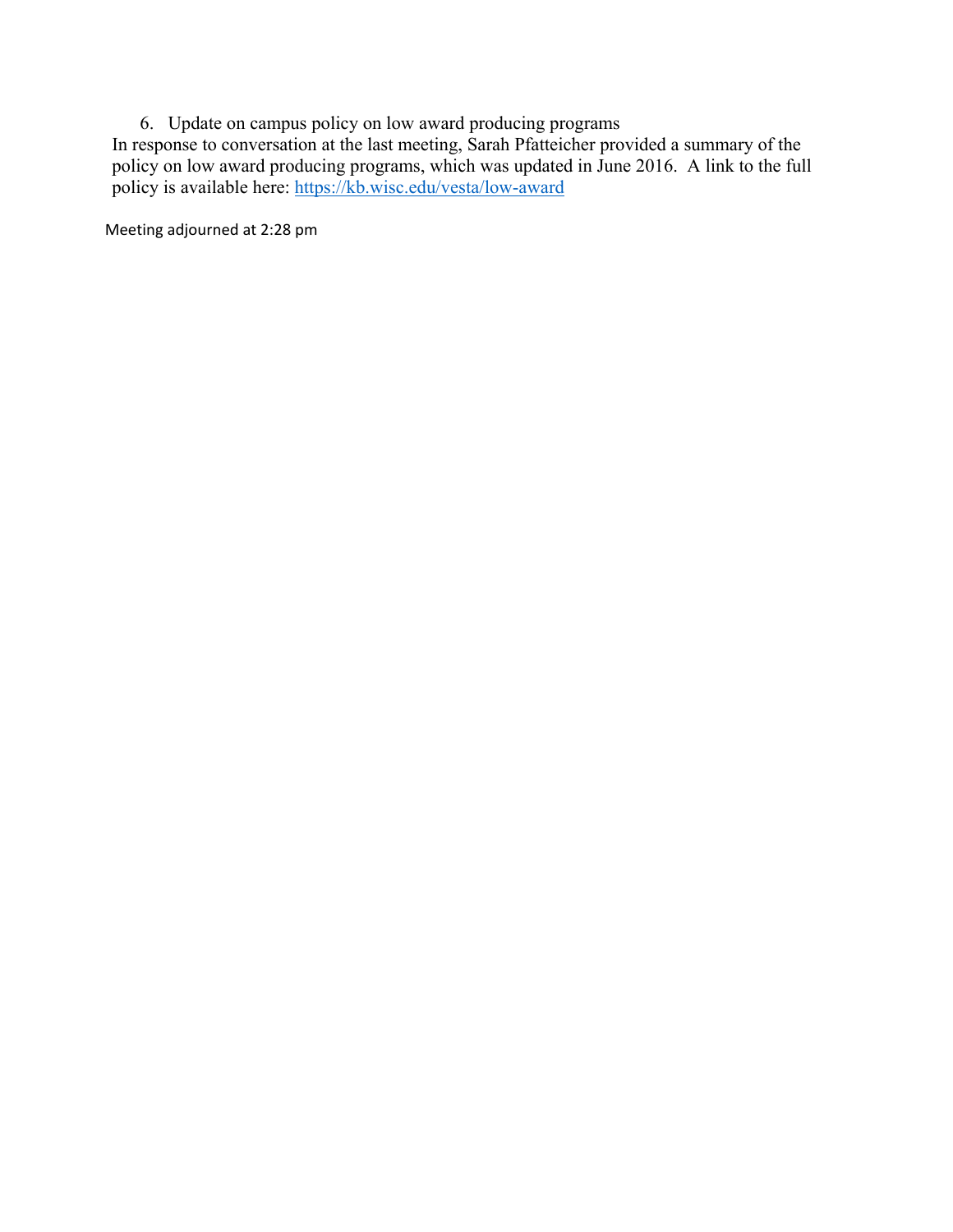6. Update on campus policy on low award producing programs

In response to conversation at the last meeting, Sarah Pfatteicher provided a summary of the policy on low award producing programs, which was updated in June 2016. A link to the full policy is available here: [https://kb.wisc.edu/vesta/low-award](https://kb.wisc.edu/vesta/low-award)

Meeting adjourned at 2:28 pm